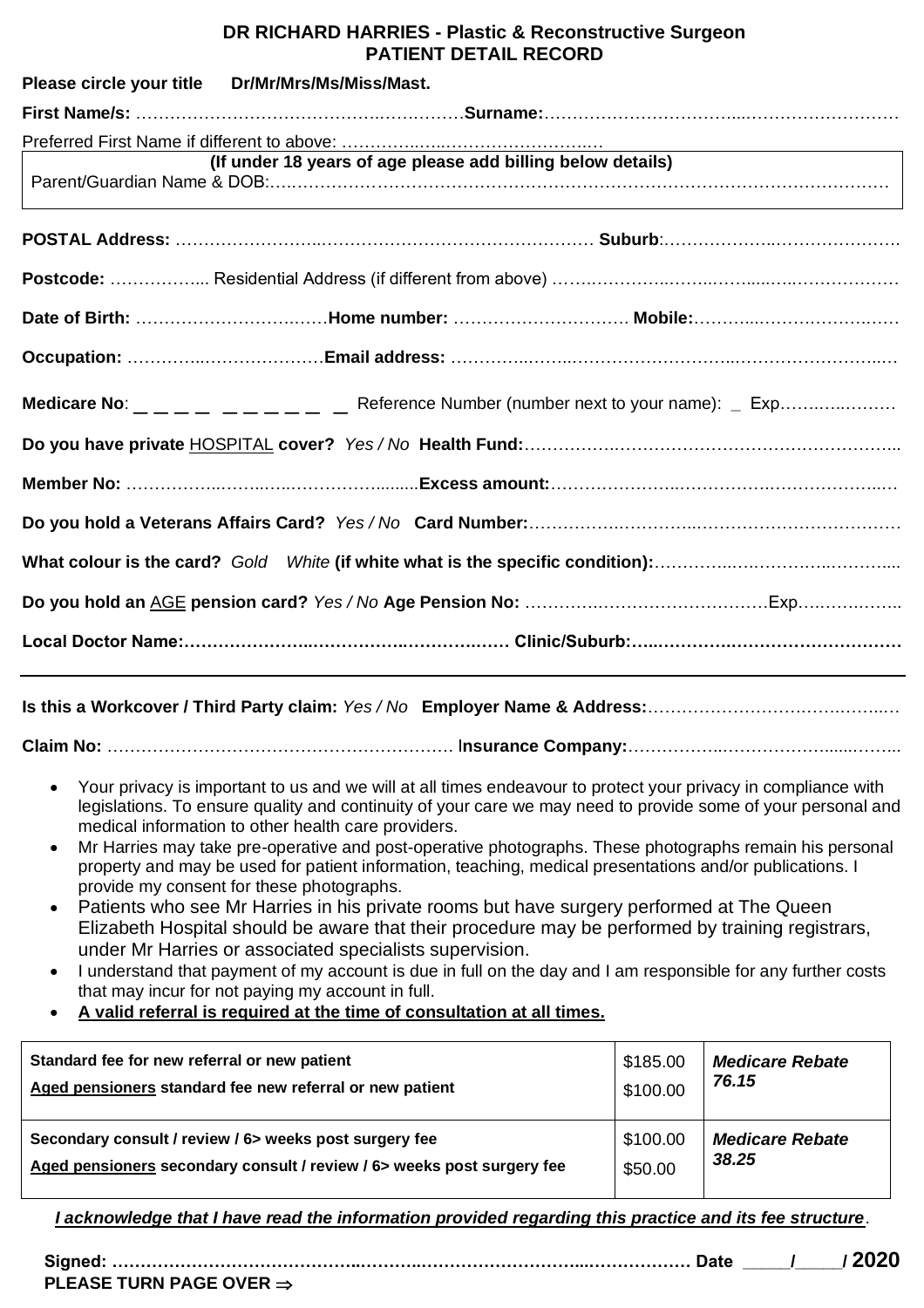## DR RICHARD HARRIES - Plastic & Reconstructive Surgeon
## PATIENT DETAIL RECORD

**Please circle your title Dr/Mr/Mrs/Ms/Miss/Mast.**

**First Name/s:** ………………………………………………………**Surname:**……………………………………………………

Preferred First Name if different to above: ……………………………………

**(If under 18 years of age please add billing below details)**
Parent/Guardian Name & DOB:…………………………………………………………………………………………

**POSTAL Address:** ……………………………………………………………… **Suburb**:……………………………………

**Postcode:** …………….. Residential Address (if different from above) ………………………………………………………

**Date of Birth:** ………………………………**Home number:** …………………………. **Mobile:**………………………………

**Occupation:** ……………………………**Email address:** ……………………………………………………………………

**Medicare No**: _ _ _ _ _ _ _ _ _ _ Reference Number (number next to your name): _ Exp………………

**Do you have private** HOSPITAL **cover?** *Yes / No* **Health Fund:**……………………………………………………………

**Member No:** ……………………………………………**Excess amount:**………………………………………………………

**Do you hold a Veterans Affairs Card?** *Yes / No* **Card Number:**………………………………………………………

**What colour is the card?** *Gold White* **(if white what is the specific condition):**……………………………………

**Do you hold an** AGE **pension card?** *Yes / No* **Age Pension No:** ……………………………………………Exp………………

**Local Doctor Name:…………………………………………………… Clinic/Suburb:……………………………………………**

---

**Is this a Workcover / Third Party claim:** *Yes / No* **Employer Name & Address:**……………………………………………

**Claim No:** ……………………………………………………… I**nsurance Company:**……………………………………

- Your privacy is important to us and we will at all times endeavour to protect your privacy in compliance with legislations. To ensure quality and continuity of your care we may need to provide some of your personal and medical information to other health care providers.
- Mr Harries may take pre-operative and post-operative photographs. These photographs remain his personal property and may be used for patient information, teaching, medical presentations and/or publications. I provide my consent for these photographs.
- Patients who see Mr Harries in his private rooms but have surgery performed at The Queen Elizabeth Hospital should be aware that their procedure may be performed by training registrars, under Mr Harries or associated specialists supervision.
- I understand that payment of my account is due in full on the day and I am responsible for any further costs that may incur for not paying my account in full.
- **A valid referral is required at the time of consultation at all times.**

| | | |
|---|---|---|
| **Standard fee for new referral or new patient**<br>**Aged pensioners standard fee new referral or new patient** | \$185.00<br>\$100.00 | ***Medicare Rebate 76.15*** |
| **Secondary consult / review / 6> weeks post surgery fee**<br>**Aged pensioners secondary consult / review / 6> weeks post surgery fee** | \$100.00<br>\$50.00 | ***Medicare Rebate 38.25*** |

***I acknowledge that I have read the information provided regarding this practice and its fee structure***.

**Signed:** ……………………………………………………………………………………………………… **Date** _____/_____/ **2020**

**PLEASE TURN PAGE OVER ⇒**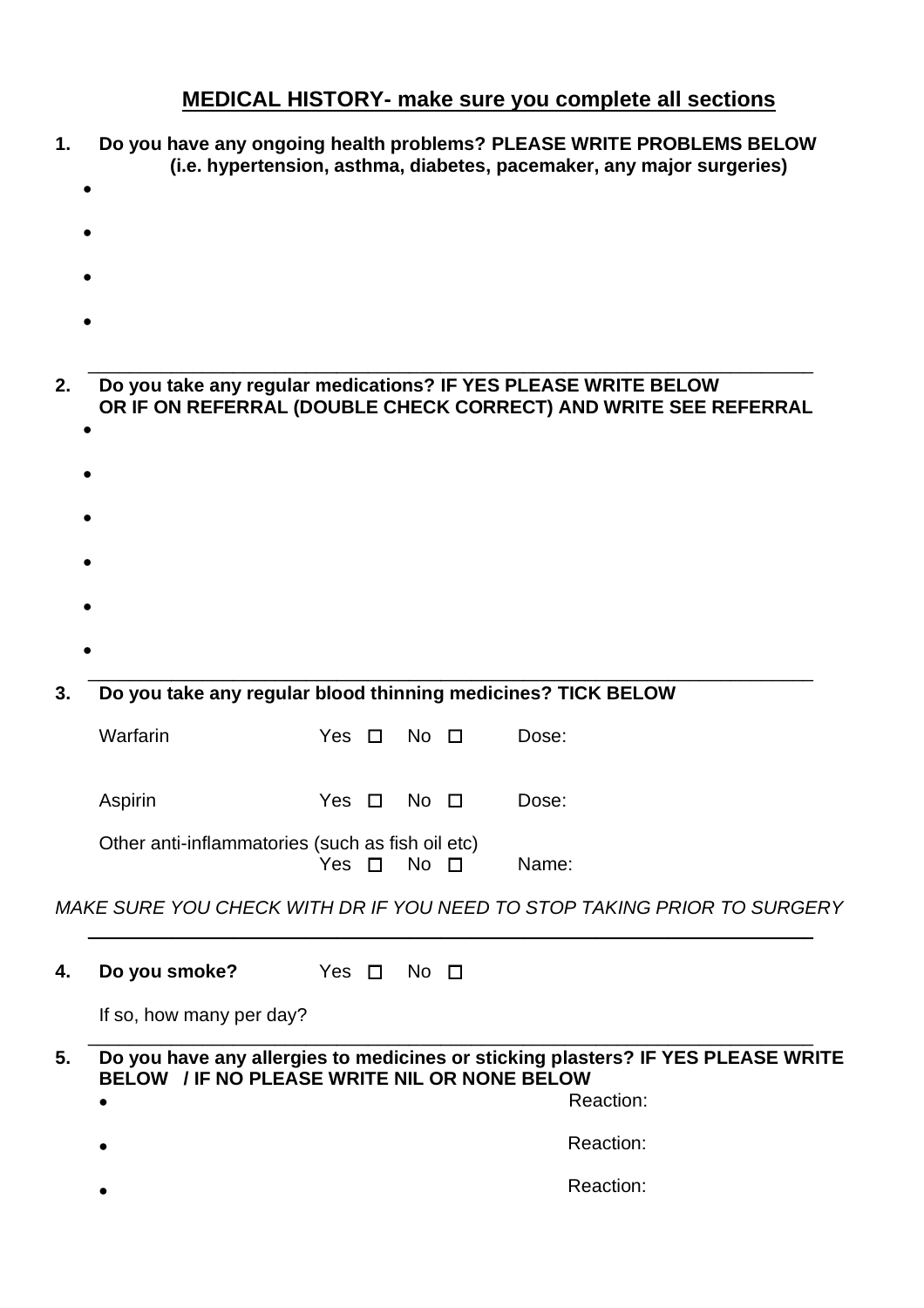## MEDICAL HISTORY- make sure you complete all sections

**1. Do you have any ongoing health problems? PLEASE WRITE PROBLEMS BELOW (i.e. hypertension, asthma, diabetes, pacemaker, any major surgeries)**

- 
- 
- 
- 

---

**2. Do you take any regular medications? IF YES PLEASE WRITE BELOW OR IF ON REFERRAL (DOUBLE CHECK CORRECT) AND WRITE SEE REFERRAL**

- 
- 
- 
- 
- 
- 

---

**3. Do you take any regular blood thinning medicines? TICK BELOW**

Warfarin Yes ☐ No ☐ Dose:

Aspirin Yes ☐ No ☐ Dose:

Other anti-inflammatories (such as fish oil etc) Yes ☐ No ☐ Name:

*MAKE SURE YOU CHECK WITH DR IF YOU NEED TO STOP TAKING PRIOR TO SURGERY*

---

**4. Do you smoke?** Yes ☐ No ☐

If so, how many per day?

---

**5. Do you have any allergies to medicines or sticking plasters? IF YES PLEASE WRITE BELOW / IF NO PLEASE WRITE NIL OR NONE BELOW**

- Reaction:
- Reaction:
- Reaction: